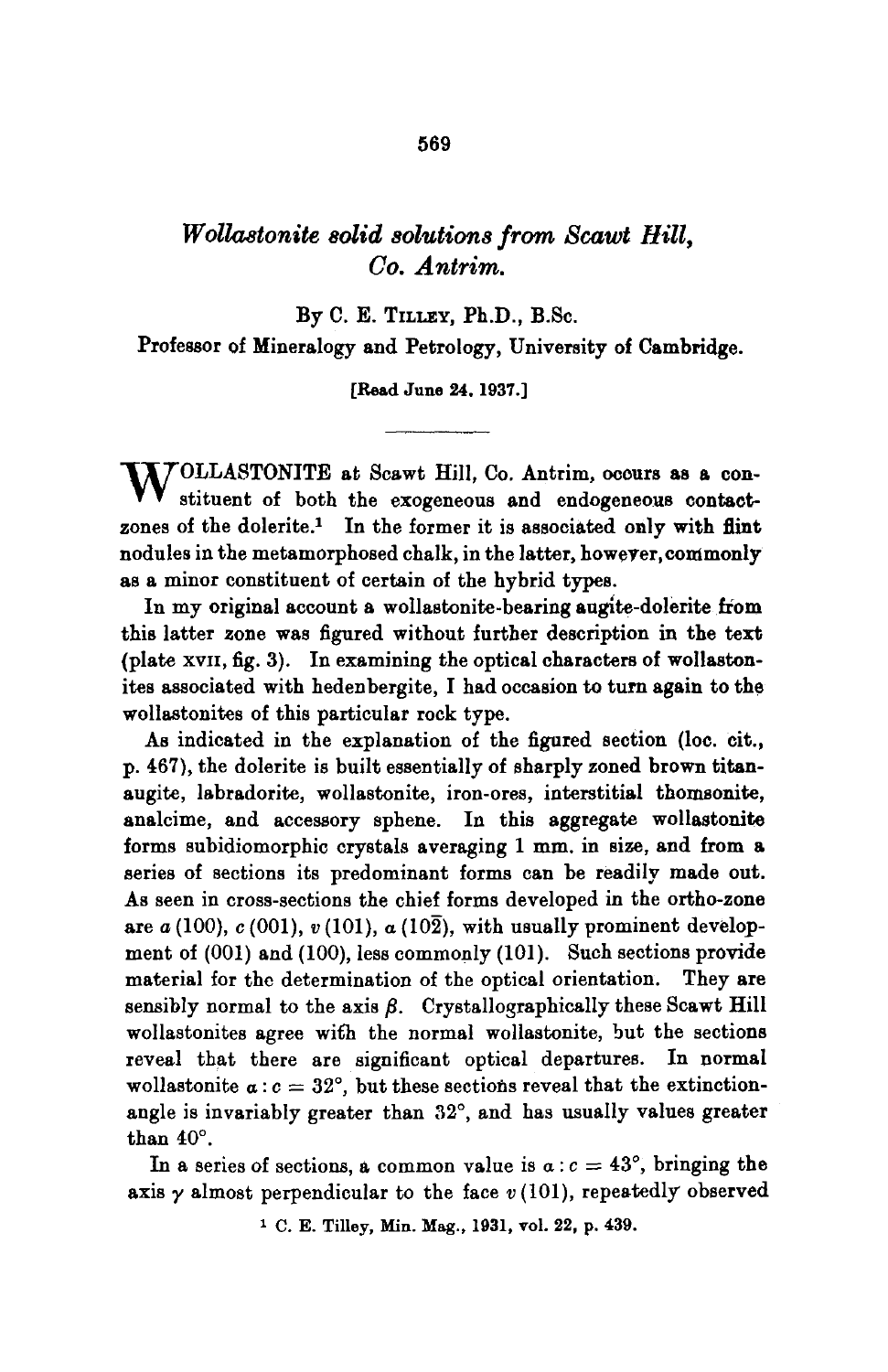# *Wollastonite solid solutions from Scawt Hill, Co. Antrim.*

By C. E. Tilley, Ph.D., B.Sc.

Professor of Mineralogy and Petrology, University of Cambridge.

[Read June 24, 1937.]

WOLLASTONITE at Scawt Hill, Co. Antrim, occurs as a constituent of both the exogeneous and endogeneous contact-zones of the dolerite.[1] In the former it is associated only with flint nodules in the metamorphosed chalk, in the latter, however, commonly as a minor constituent of certain of the hybrid types.

In my original account a wollastonite-bearing augite-dolerite from this latter zone was figured without further description in the text (plate XVII, fig. 3). In examining the optical characters of wollastonites associated with hedenbergite, I had occasion to turn again to the wollastonites of this particular rock type.

As indicated in the explanation of the figured section (loc. cit., p. 467), the dolerite is built essentially of sharply zoned brown titan-augite, labradorite, wollastonite, iron-ores, interstitial thomsonite, analcime, and accessory sphene. In this aggregate wollastonite forms subidiomorphic crystals averaging 1 mm. in size, and from a series of sections its predominant forms can be readily made out. As seen in cross-sections the chief forms developed in the ortho-zone are *a* (100), *c* (001), *v* (101), *α* (10$\bar{2}$), with usually prominent development of (001) and (100), less commonly (101). Such sections provide material for the determination of the optical orientation. They are sensibly normal to the axis $\beta$. Crystallographically these Scawt Hill wollastonites agree with the normal wollastonite, but the sections reveal that there are significant optical departures. In normal wollastonite $\alpha : c = 32°$, but these sections reveal that the extinction-angle is invariably greater than 32°, and has usually values greater than 40°.

In a series of sections, a common value is $\alpha : c = 43°$, bringing the axis $\gamma$ almost perpendicular to the face *v* (101), repeatedly observed

[1] C. E. Tilley, Min. Mag., 1931, vol. 22, p. 439.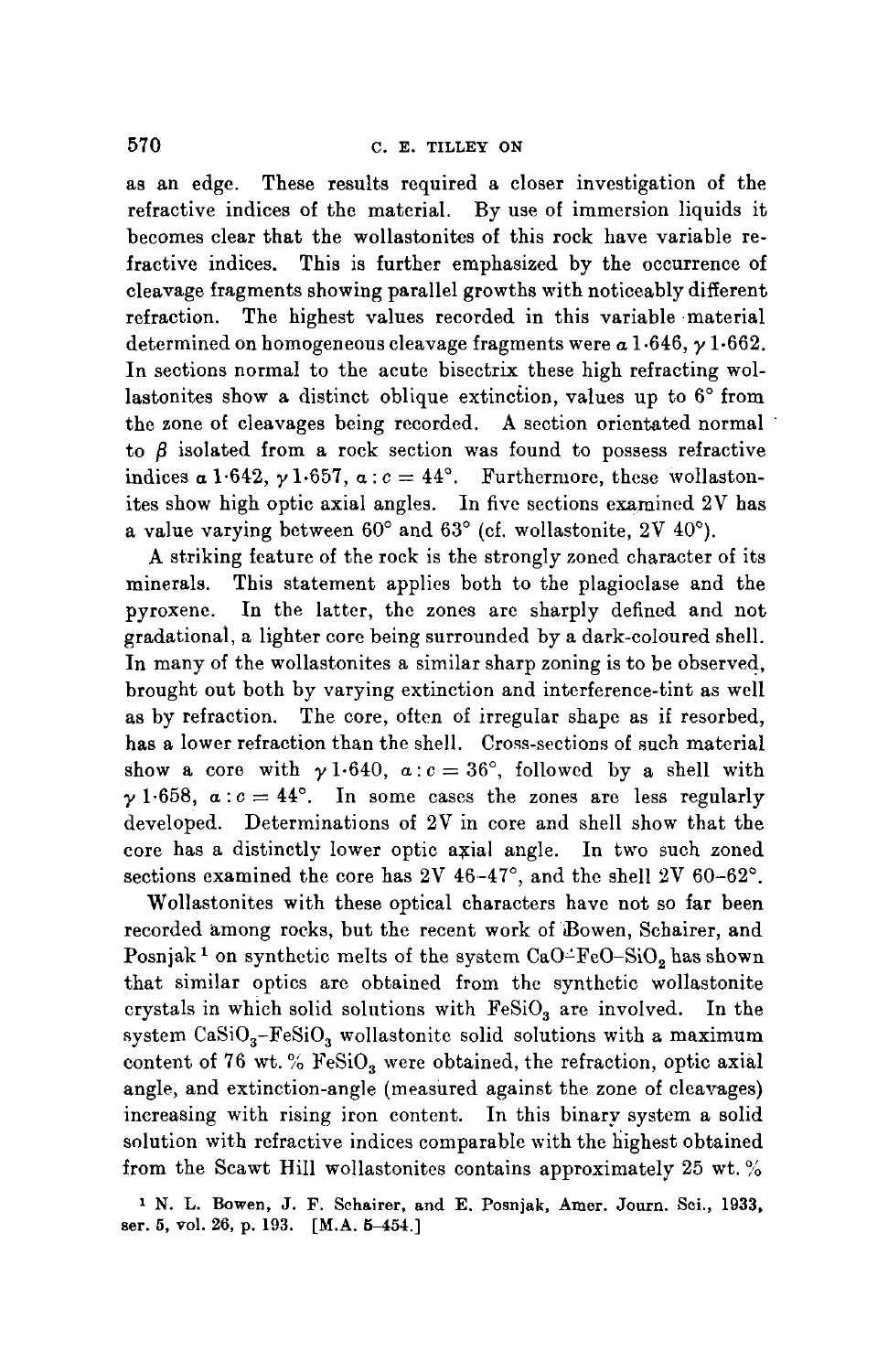as an edge. These results required a closer investigation of the refractive indices of the material. By use of immersion liquids it becomes clear that the wollastonites of this rock have variable refractive indices. This is further emphasized by the occurrence of cleavage fragments showing parallel growths with noticeably different refraction. The highest values recorded in this variable material determined on homogeneous cleavage fragments were $\alpha$ 1·646, $\gamma$ 1·662. In sections normal to the acute bisectrix these high refracting wollastonites show a distinct oblique extinction, values up to 6° from the zone of cleavages being recorded. A section orientated normal to $\beta$ isolated from a rock section was found to possess refractive indices $\alpha$ 1·642, $\gamma$ 1·657, $\alpha : c = 44°$. Furthermore, these wollastonites show high optic axial angles. In five sections examined 2V has a value varying between 60° and 63° (cf. wollastonite, 2V 40°).

A striking feature of the rock is the strongly zoned character of its minerals. This statement applies both to the plagioclase and the pyroxene. In the latter, the zones are sharply defined and not gradational, a lighter core being surrounded by a dark-coloured shell. In many of the wollastonites a similar sharp zoning is to be observed, brought out both by varying extinction and interference-tint as well as by refraction. The core, often of irregular shape as if resorbed, has a lower refraction than the shell. Cross-sections of such material show a core with $\gamma$ 1·640, $\alpha : c = 36°$, followed by a shell with $\gamma$ 1·658, $\alpha : c = 44°$. In some cases the zones are less regularly developed. Determinations of 2V in core and shell show that the core has a distinctly lower optic axial angle. In two such zoned sections examined the core has 2V 46–47°, and the shell 2V 60–62°.

Wollastonites with these optical characters have not so far been recorded among rocks, but the recent work of Bowen, Schairer, and Posnjak [1] on synthetic melts of the system $CaO$–$FeO$–$SiO_2$ has shown that similar optics are obtained from the synthetic wollastonite crystals in which solid solutions with $FeSiO_3$ are involved. In the system $CaSiO_3$–$FeSiO_3$ wollastonite solid solutions with a maximum content of 76 wt. % $FeSiO_3$ were obtained, the refraction, optic axial angle, and extinction-angle (measured against the zone of cleavages) increasing with rising iron content. In this binary system a solid solution with refractive indices comparable with the highest obtained from the Scawt Hill wollastonites contains approximately 25 wt. %

[1] N. L. Bowen, J. F. Schairer, and E. Posnjak, Amer. Journ. Sci., 1933, ser. 5, vol. 26, p. 193. [M.A. 5–454.]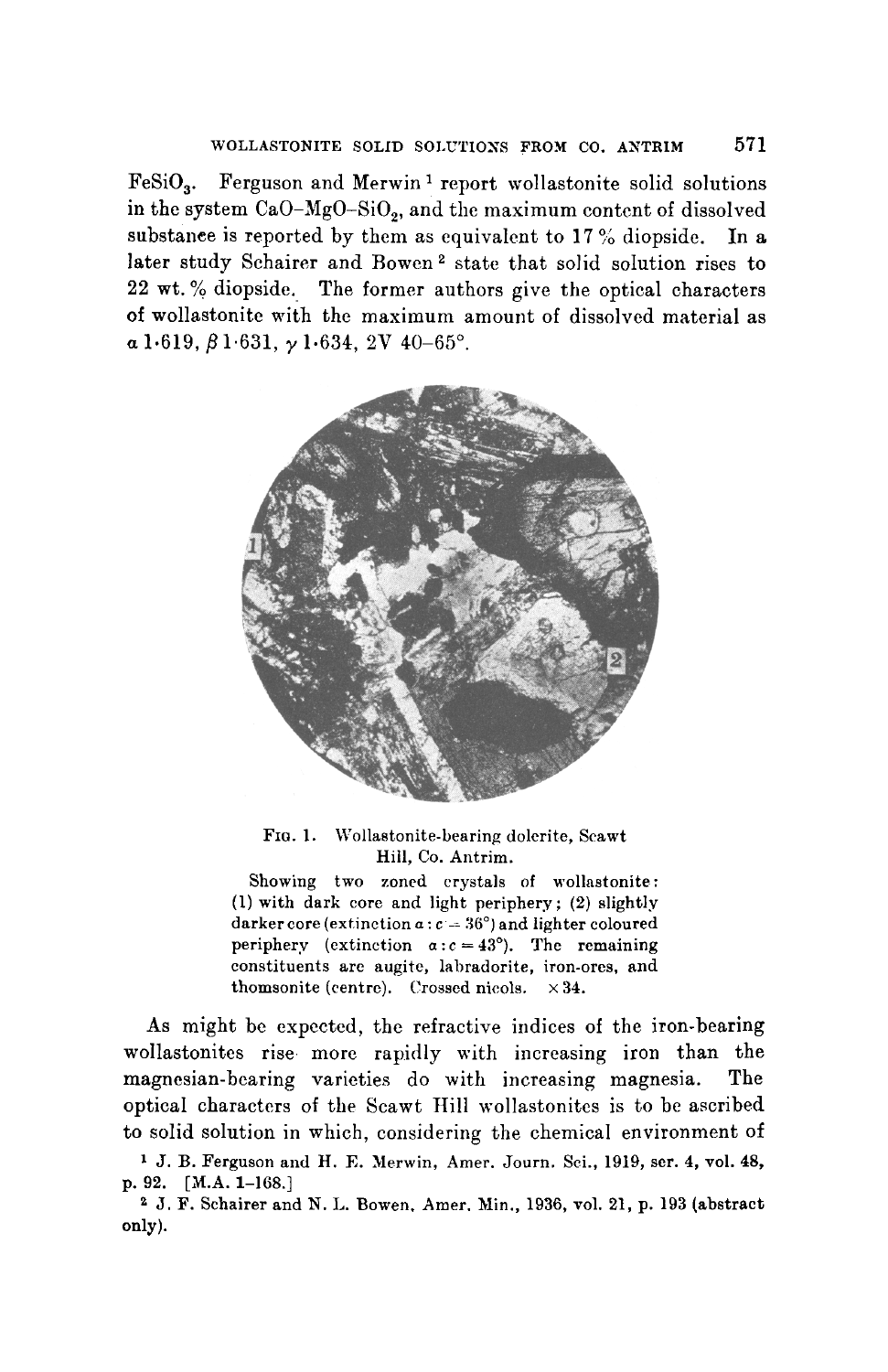$FeSiO_3$. Ferguson and Merwin [1] report wollastonite solid solutions in the system $CaO–MgO–SiO_2$, and the maximum content of dissolved substance is reported by them as equivalent to 17 % diopside. In a later study Schairer and Bowen [2] state that solid solution rises to 22 wt. % diopside. The former authors give the optical characters of wollastonite with the maximum amount of dissolved material as $\alpha$ 1·619, $\beta$ 1·631, $\gamma$ 1·634, 2V 40–65°.

FIG. 1. Wollastonite-bearing dolerite, Scawt Hill, Co. Antrim.

Showing two zoned crystals of wollastonite: (1) with dark core and light periphery; (2) slightly darker core (extinction $\alpha : c = 36°$) and lighter coloured periphery (extinction $\alpha : c = 43°$). The remaining constituents are augite, labradorite, iron-ores, and thomsonite (centre). Crossed nicols. ×34.

As might be expected, the refractive indices of the iron-bearing wollastonites rise more rapidly with increasing iron than the magnesian-bearing varieties do with increasing magnesia. The optical characters of the Scawt Hill wollastonites is to be ascribed to solid solution in which, considering the chemical environment of

[1] J. B. Ferguson and H. E. Merwin, Amer. Journ. Sci., 1919, ser. 4, vol. 48, p. 92. [M.A. 1–168.]

[2] J. F. Schairer and N. L. Bowen, Amer. Min., 1936, vol. 21, p. 193 (abstract only).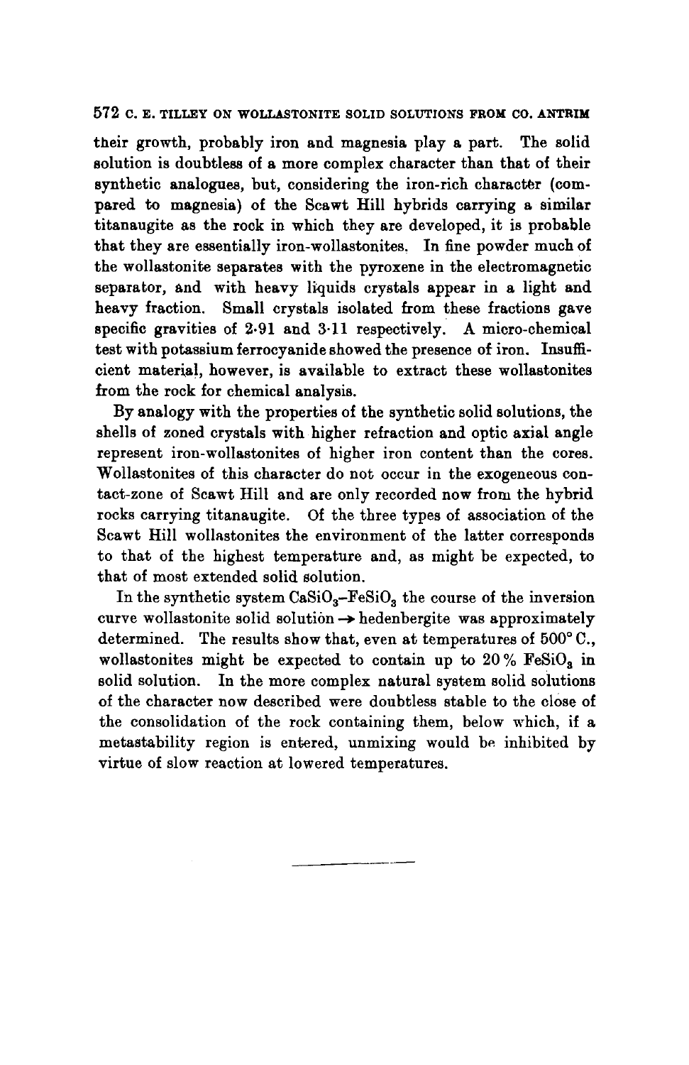their growth, probably iron and magnesia play a part. The solid solution is doubtless of a more complex character than that of their synthetic analogues, but, considering the iron-rich character (compared to magnesia) of the Scawt Hill hybrids carrying a similar titanaugite as the rock in which they are developed, it is probable that they are essentially iron-wollastonites. In fine powder much of the wollastonite separates with the pyroxene in the electromagnetic separator, and with heavy liquids crystals appear in a light and heavy fraction. Small crystals isolated from these fractions gave specific gravities of 2·91 and 3·11 respectively. A micro-chemical test with potassium ferrocyanide showed the presence of iron. Insufficient material, however, is available to extract these wollastonites from the rock for chemical analysis.

By analogy with the properties of the synthetic solid solutions, the shells of zoned crystals with higher refraction and optic axial angle represent iron-wollastonites of higher iron content than the cores. Wollastonites of this character do not occur in the exogeneous contact-zone of Scawt Hill and are only recorded now from the hybrid rocks carrying titanaugite. Of the three types of association of the Scawt Hill wollastonites the environment of the latter corresponds to that of the highest temperature and, as might be expected, to that of most extended solid solution.

In the synthetic system $CaSiO_3$–$FeSiO_3$ the course of the inversion curve wollastonite solid solution → hedenbergite was approximately determined. The results show that, even at temperatures of 500° C., wollastonites might be expected to contain up to 20 % $FeSiO_3$ in solid solution. In the more complex natural system solid solutions of the character now described were doubtless stable to the close of the consolidation of the rock containing them, below which, if a metastability region is entered, unmixing would be inhibited by virtue of slow reaction at lowered temperatures.